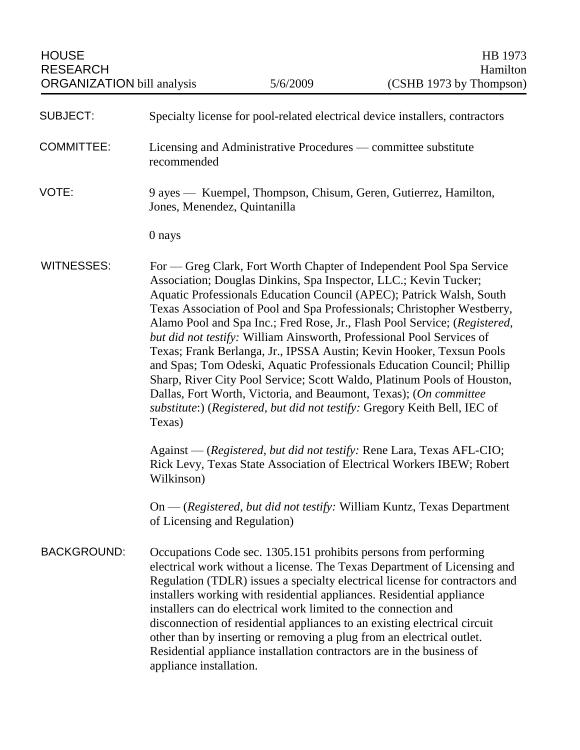HOUSE RESEARCH ORGANIZATION bill analysis | 5/6/2009 | HB 1973 Hamilton (CSHB 1973 by Thompson)

**SUBJECT:** Specialty license for pool-related electrical device installers, contractors

**COMMITTEE:** Licensing and Administrative Procedures — committee substitute recommended

**VOTE:** 9 ayes — Kuempel, Thompson, Chisum, Geren, Gutierrez, Hamilton, Jones, Menendez, Quintanilla

0 nays

**WITNESSES:** For — Greg Clark, Fort Worth Chapter of Independent Pool Spa Service Association; Douglas Dinkins, Spa Inspector, LLC.; Kevin Tucker; Aquatic Professionals Education Council (APEC); Patrick Walsh, South Texas Association of Pool and Spa Professionals; Christopher Westberry, Alamo Pool and Spa Inc.; Fred Rose, Jr., Flash Pool Service; (*Registered, but did not testify:* William Ainsworth, Professional Pool Services of Texas; Frank Berlanga, Jr., IPSSA Austin; Kevin Hooker, Texsun Pools and Spas; Tom Odeski, Aquatic Professionals Education Council; Phillip Sharp, River City Pool Service; Scott Waldo, Platinum Pools of Houston, Dallas, Fort Worth, Victoria, and Beaumont, Texas); (*On committee substitute*:) (*Registered, but did not testify:* Gregory Keith Bell, IEC of Texas)

Against — (*Registered, but did not testify:* Rene Lara, Texas AFL-CIO; Rick Levy, Texas State Association of Electrical Workers IBEW; Robert Wilkinson)

On — (*Registered, but did not testify:* William Kuntz, Texas Department of Licensing and Regulation)

**BACKGROUND:** Occupations Code sec. 1305.151 prohibits persons from performing electrical work without a license. The Texas Department of Licensing and Regulation (TDLR) issues a specialty electrical license for contractors and installers working with residential appliances. Residential appliance installers can do electrical work limited to the connection and disconnection of residential appliances to an existing electrical circuit other than by inserting or removing a plug from an electrical outlet. Residential appliance installation contractors are in the business of appliance installation.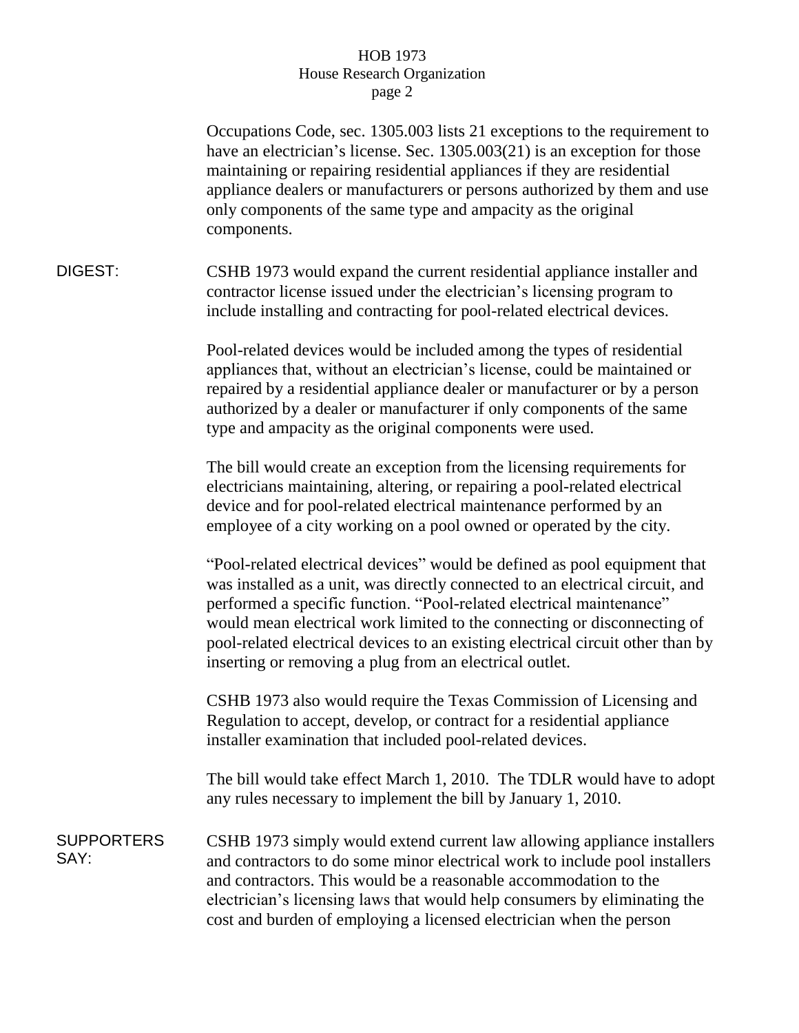Occupations Code, sec. 1305.003 lists 21 exceptions to the requirement to have an electrician's license. Sec. 1305.003(21) is an exception for those maintaining or repairing residential appliances if they are residential appliance dealers or manufacturers or persons authorized by them and use only components of the same type and ampacity as the original components.

**DIGEST:**

CSHB 1973 would expand the current residential appliance installer and contractor license issued under the electrician's licensing program to include installing and contracting for pool-related electrical devices.

Pool-related devices would be included among the types of residential appliances that, without an electrician's license, could be maintained or repaired by a residential appliance dealer or manufacturer or by a person authorized by a dealer or manufacturer if only components of the same type and ampacity as the original components were used.

The bill would create an exception from the licensing requirements for electricians maintaining, altering, or repairing a pool-related electrical device and for pool-related electrical maintenance performed by an employee of a city working on a pool owned or operated by the city.

"Pool-related electrical devices" would be defined as pool equipment that was installed as a unit, was directly connected to an electrical circuit, and performed a specific function. "Pool-related electrical maintenance" would mean electrical work limited to the connecting or disconnecting of pool-related electrical devices to an existing electrical circuit other than by inserting or removing a plug from an electrical outlet.

CSHB 1973 also would require the Texas Commission of Licensing and Regulation to accept, develop, or contract for a residential appliance installer examination that included pool-related devices.

The bill would take effect March 1, 2010. The TDLR would have to adopt any rules necessary to implement the bill by January 1, 2010.

**SUPPORTERS SAY:**

CSHB 1973 simply would extend current law allowing appliance installers and contractors to do some minor electrical work to include pool installers and contractors. This would be a reasonable accommodation to the electrician's licensing laws that would help consumers by eliminating the cost and burden of employing a licensed electrician when the person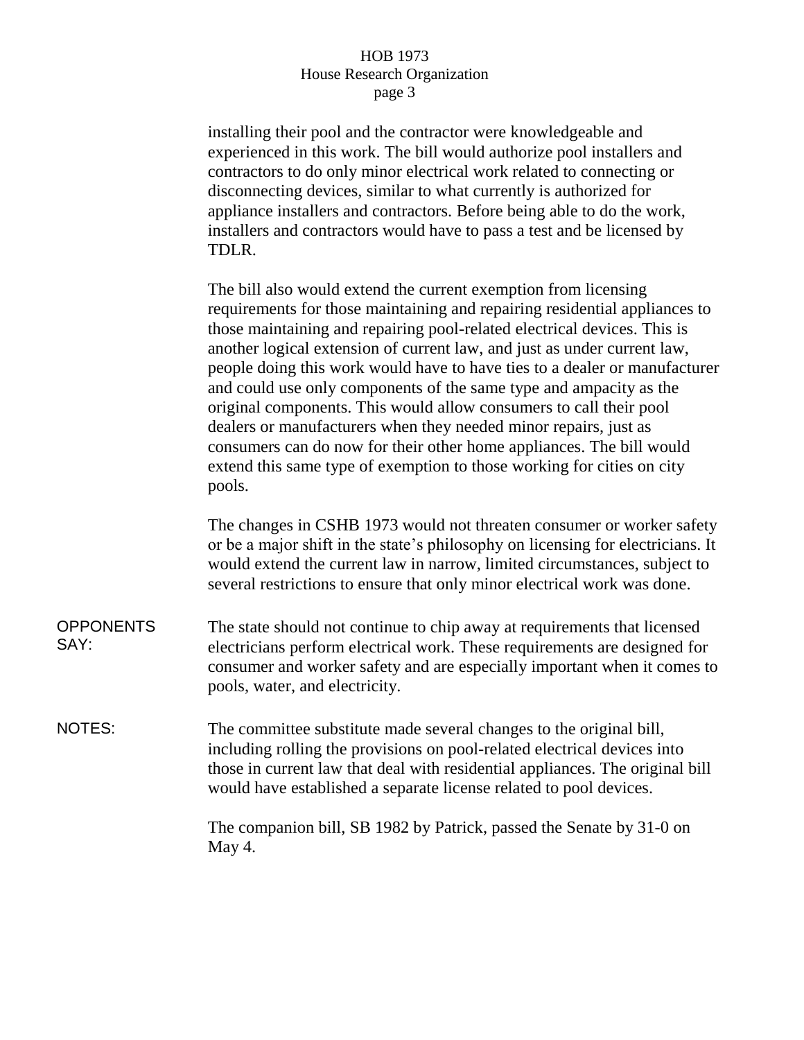installing their pool and the contractor were knowledgeable and experienced in this work. The bill would authorize pool installers and contractors to do only minor electrical work related to connecting or disconnecting devices, similar to what currently is authorized for appliance installers and contractors. Before being able to do the work, installers and contractors would have to pass a test and be licensed by TDLR.

The bill also would extend the current exemption from licensing requirements for those maintaining and repairing residential appliances to those maintaining and repairing pool-related electrical devices. This is another logical extension of current law, and just as under current law, people doing this work would have to have ties to a dealer or manufacturer and could use only components of the same type and ampacity as the original components. This would allow consumers to call their pool dealers or manufacturers when they needed minor repairs, just as consumers can do now for their other home appliances. The bill would extend this same type of exemption to those working for cities on city pools.

The changes in CSHB 1973 would not threaten consumer or worker safety or be a major shift in the state's philosophy on licensing for electricians. It would extend the current law in narrow, limited circumstances, subject to several restrictions to ensure that only minor electrical work was done.

**OPPONENTS SAY:**

The state should not continue to chip away at requirements that licensed electricians perform electrical work. These requirements are designed for consumer and worker safety and are especially important when it comes to pools, water, and electricity.

**NOTES:**

The committee substitute made several changes to the original bill, including rolling the provisions on pool-related electrical devices into those in current law that deal with residential appliances. The original bill would have established a separate license related to pool devices.

The companion bill, SB 1982 by Patrick, passed the Senate by 31-0 on May 4.